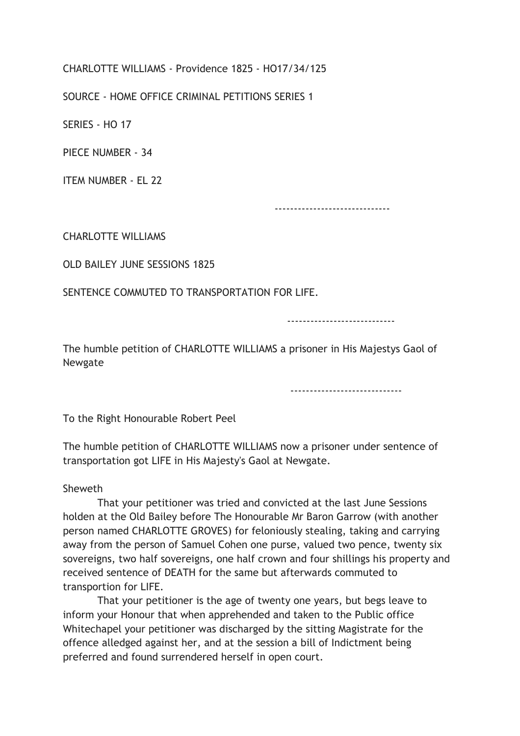CHARLOTTE WILLIAMS - Providence 1825 - HO17/34/125

SOURCE - HOME OFFICE CRIMINAL PETITIONS SERIES 1

SERIES - HO 17

PIECE NUMBER - 34

ITEM NUMBER - EL 22

-----------------------------

CHARLOTTE WILLIAMS

OLD BAILEY JUNE SESSIONS 1825

SENTENCE COMMUTED TO TRANSPORTATION FOR LIFE.

----------------------------

The humble petition of CHARLOTTE WILLIAMS a prisoner in His Majestys Gaol of Newgate

----------------------------

To the Right Honourable Robert Peel

The humble petition of CHARLOTTE WILLIAMS now a prisoner under sentence of transportation got LIFE in His Majesty's Gaol at Newgate.

Sheweth

That your petitioner was tried and convicted at the last June Sessions holden at the Old Bailey before The Honourable Mr Baron Garrow (with another person named CHARLOTTE GROVES) for feloniously stealing, taking and carrying away from the person of Samuel Cohen one purse, valued two pence, twenty six sovereigns, two half sovereigns, one half crown and four shillings his property and received sentence of DEATH for the same but afterwards commuted to transportion for LIFE.

That your petitioner is the age of twenty one years, but begs leave to inform your Honour that when apprehended and taken to the Public office Whitechapel your petitioner was discharged by the sitting Magistrate for the offence alledged against her, and at the session a bill of Indictment being preferred and found surrendered herself in open court.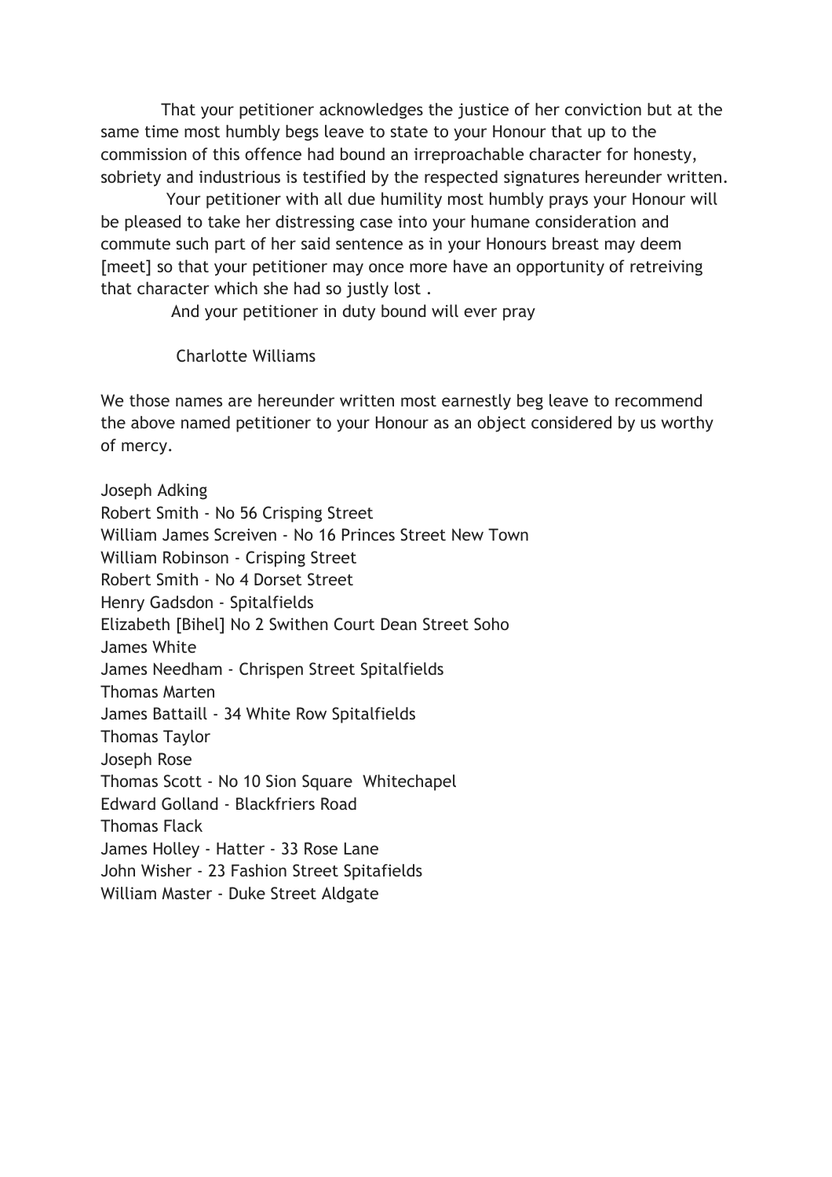That your petitioner acknowledges the justice of her conviction but at the same time most humbly begs leave to state to your Honour that up to the commission of this offence had bound an irreproachable character for honesty, sobriety and industrious is testified by the respected signatures hereunder written.

Your petitioner with all due humility most humbly prays your Honour will be pleased to take her distressing case into your humane consideration and commute such part of her said sentence as in your Honours breast may deem [meet] so that your petitioner may once more have an opportunity of retreiving that character which she had so justly lost .

And your petitioner in duty bound will ever pray

Charlotte Williams

We those names are hereunder written most earnestly beg leave to recommend the above named petitioner to your Honour as an object considered by us worthy of mercy.

Joseph Adking
Robert Smith - No 56 Crisping Street
William James Screiven - No 16 Princes Street New Town
William Robinson - Crisping Street
Robert Smith - No 4 Dorset Street
Henry Gadsdon - Spitalfields
Elizabeth [Bihel] No 2 Swithen Court Dean Street Soho
James White
James Needham - Chrispen Street Spitalfields
Thomas Marten
James Battaill - 34 White Row Spitalfields
Thomas Taylor
Joseph Rose
Thomas Scott - No 10 Sion Square Whitechapel
Edward Golland - Blackfriers Road
Thomas Flack
James Holley - Hatter - 33 Rose Lane
John Wisher - 23 Fashion Street Spitafields
William Master - Duke Street Aldgate